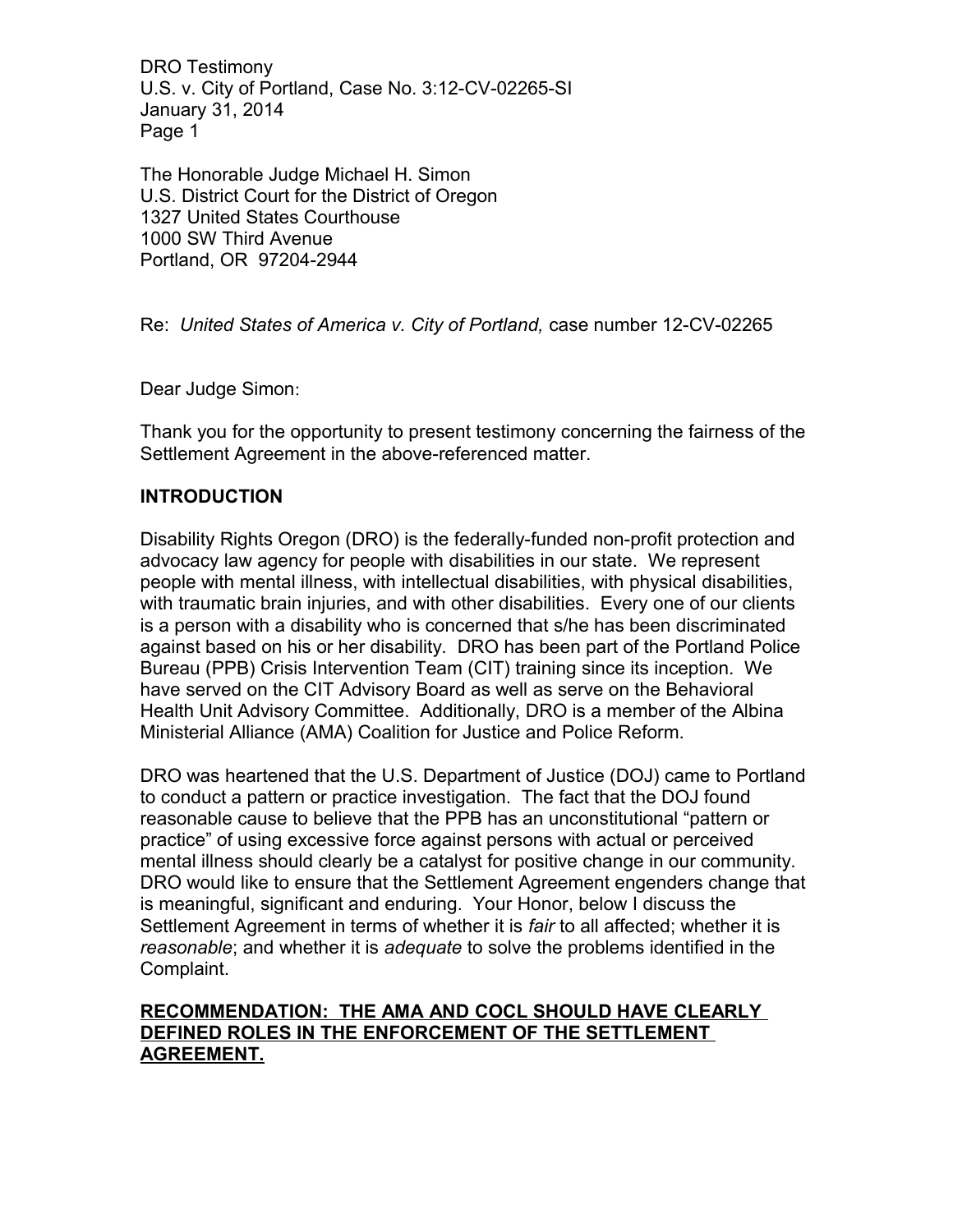The Honorable Judge Michael H. Simon
U.S. District Court for the District of Oregon
1327 United States Courthouse
1000 SW Third Avenue
Portland, OR 97204-2944

Re: *United States of America v. City of Portland,* case number 12-CV-02265

Dear Judge Simon:

Thank you for the opportunity to present testimony concerning the fairness of the Settlement Agreement in the above-referenced matter.

**INTRODUCTION**

Disability Rights Oregon (DRO) is the federally-funded non-profit protection and advocacy law agency for people with disabilities in our state. We represent people with mental illness, with intellectual disabilities, with physical disabilities, with traumatic brain injuries, and with other disabilities. Every one of our clients is a person with a disability who is concerned that s/he has been discriminated against based on his or her disability. DRO has been part of the Portland Police Bureau (PPB) Crisis Intervention Team (CIT) training since its inception. We have served on the CIT Advisory Board as well as serve on the Behavioral Health Unit Advisory Committee. Additionally, DRO is a member of the Albina Ministerial Alliance (AMA) Coalition for Justice and Police Reform.

DRO was heartened that the U.S. Department of Justice (DOJ) came to Portland to conduct a pattern or practice investigation. The fact that the DOJ found reasonable cause to believe that the PPB has an unconstitutional "pattern or practice" of using excessive force against persons with actual or perceived mental illness should clearly be a catalyst for positive change in our community. DRO would like to ensure that the Settlement Agreement engenders change that is meaningful, significant and enduring. Your Honor, below I discuss the Settlement Agreement in terms of whether it is *fair* to all affected; whether it is *reasonable*; and whether it is *adequate* to solve the problems identified in the Complaint.

**RECOMMENDATION: THE AMA AND COCL SHOULD HAVE CLEARLY DEFINED ROLES IN THE ENFORCEMENT OF THE SETTLEMENT AGREEMENT.**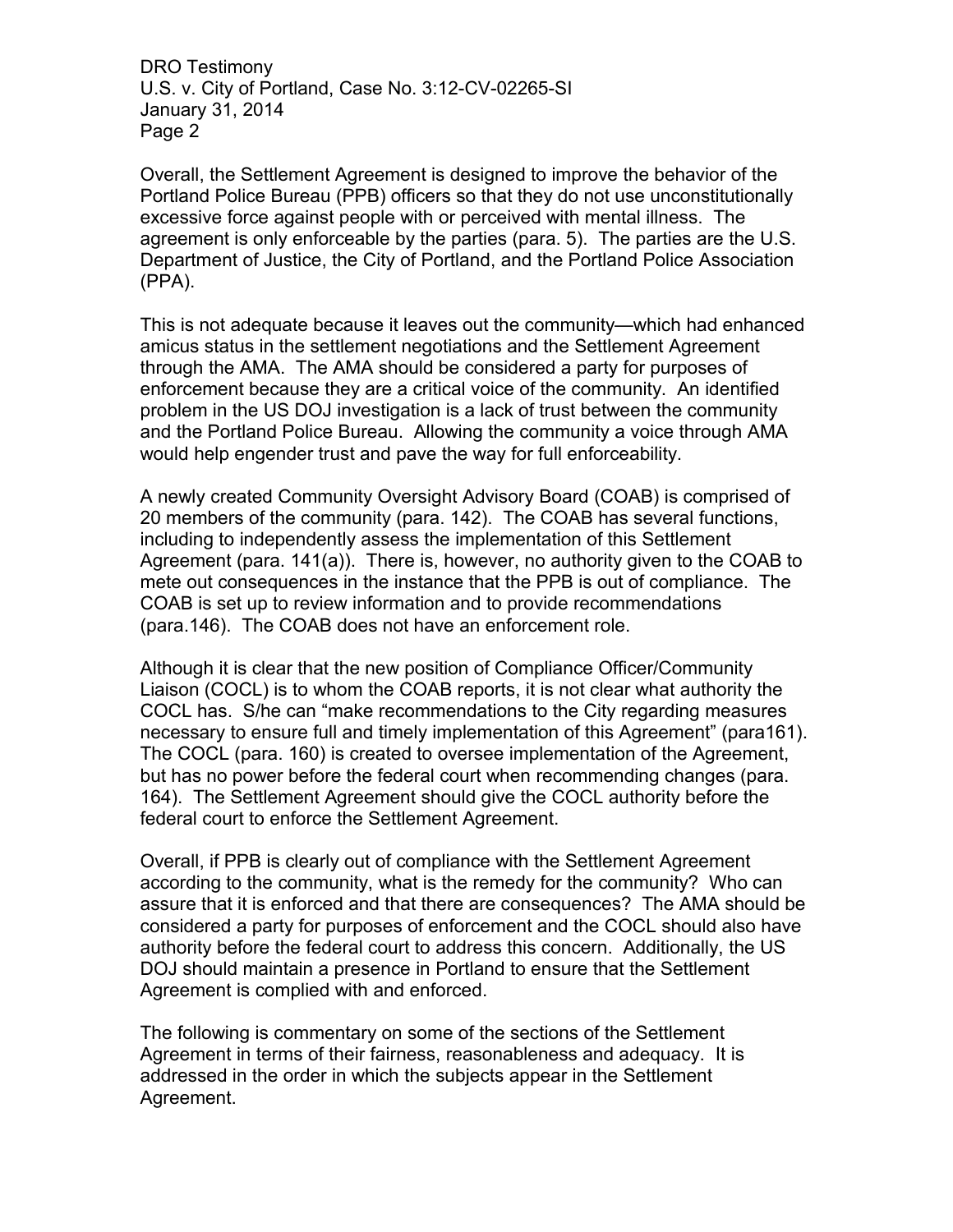Overall, the Settlement Agreement is designed to improve the behavior of the Portland Police Bureau (PPB) officers so that they do not use unconstitutionally excessive force against people with or perceived with mental illness. The agreement is only enforceable by the parties (para. 5). The parties are the U.S. Department of Justice, the City of Portland, and the Portland Police Association (PPA).

This is not adequate because it leaves out the community—which had enhanced amicus status in the settlement negotiations and the Settlement Agreement through the AMA. The AMA should be considered a party for purposes of enforcement because they are a critical voice of the community. An identified problem in the US DOJ investigation is a lack of trust between the community and the Portland Police Bureau. Allowing the community a voice through AMA would help engender trust and pave the way for full enforceability.

A newly created Community Oversight Advisory Board (COAB) is comprised of 20 members of the community (para. 142). The COAB has several functions, including to independently assess the implementation of this Settlement Agreement (para. 141(a)). There is, however, no authority given to the COAB to mete out consequences in the instance that the PPB is out of compliance. The COAB is set up to review information and to provide recommendations (para.146). The COAB does not have an enforcement role.

Although it is clear that the new position of Compliance Officer/Community Liaison (COCL) is to whom the COAB reports, it is not clear what authority the COCL has. S/he can "make recommendations to the City regarding measures necessary to ensure full and timely implementation of this Agreement" (para161). The COCL (para. 160) is created to oversee implementation of the Agreement, but has no power before the federal court when recommending changes (para. 164). The Settlement Agreement should give the COCL authority before the federal court to enforce the Settlement Agreement.

Overall, if PPB is clearly out of compliance with the Settlement Agreement according to the community, what is the remedy for the community? Who can assure that it is enforced and that there are consequences? The AMA should be considered a party for purposes of enforcement and the COCL should also have authority before the federal court to address this concern. Additionally, the US DOJ should maintain a presence in Portland to ensure that the Settlement Agreement is complied with and enforced.

The following is commentary on some of the sections of the Settlement Agreement in terms of their fairness, reasonableness and adequacy. It is addressed in the order in which the subjects appear in the Settlement Agreement.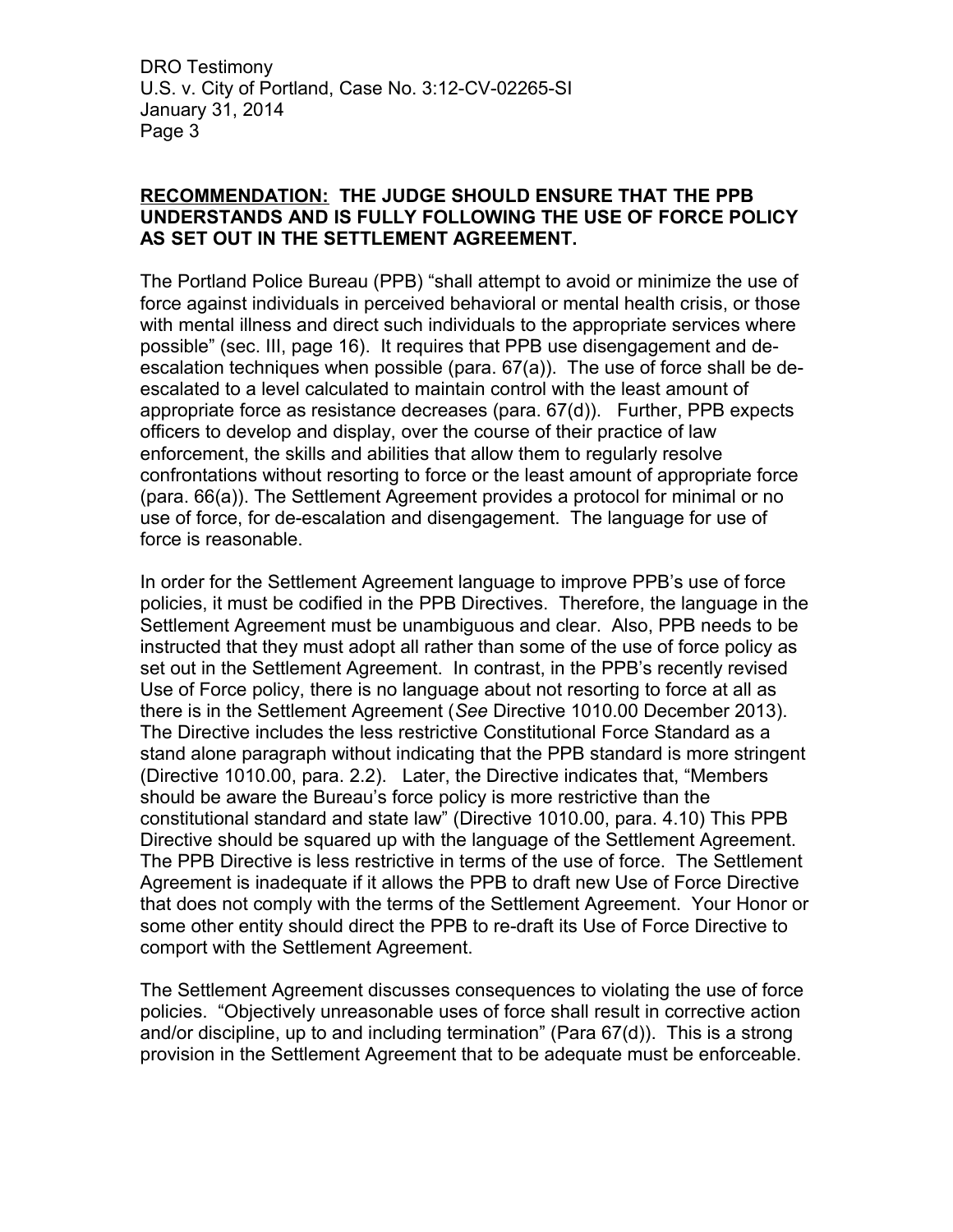**<u>RECOMMENDATION:</u> THE JUDGE SHOULD ENSURE THAT THE PPB UNDERSTANDS AND IS FULLY FOLLOWING THE USE OF FORCE POLICY AS SET OUT IN THE SETTLEMENT AGREEMENT.**

The Portland Police Bureau (PPB) "shall attempt to avoid or minimize the use of force against individuals in perceived behavioral or mental health crisis, or those with mental illness and direct such individuals to the appropriate services where possible" (sec. III, page 16). It requires that PPB use disengagement and de-escalation techniques when possible (para. 67(a)). The use of force shall be de-escalated to a level calculated to maintain control with the least amount of appropriate force as resistance decreases (para. 67(d)). Further, PPB expects officers to develop and display, over the course of their practice of law enforcement, the skills and abilities that allow them to regularly resolve confrontations without resorting to force or the least amount of appropriate force (para. 66(a)). The Settlement Agreement provides a protocol for minimal or no use of force, for de-escalation and disengagement. The language for use of force is reasonable.

In order for the Settlement Agreement language to improve PPB's use of force policies, it must be codified in the PPB Directives. Therefore, the language in the Settlement Agreement must be unambiguous and clear. Also, PPB needs to be instructed that they must adopt all rather than some of the use of force policy as set out in the Settlement Agreement. In contrast, in the PPB's recently revised Use of Force policy, there is no language about not resorting to force at all as there is in the Settlement Agreement (*See* Directive 1010.00 December 2013). The Directive includes the less restrictive Constitutional Force Standard as a stand alone paragraph without indicating that the PPB standard is more stringent (Directive 1010.00, para. 2.2). Later, the Directive indicates that, "Members should be aware the Bureau's force policy is more restrictive than the constitutional standard and state law" (Directive 1010.00, para. 4.10) This PPB Directive should be squared up with the language of the Settlement Agreement. The PPB Directive is less restrictive in terms of the use of force. The Settlement Agreement is inadequate if it allows the PPB to draft new Use of Force Directive that does not comply with the terms of the Settlement Agreement. Your Honor or some other entity should direct the PPB to re-draft its Use of Force Directive to comport with the Settlement Agreement.

The Settlement Agreement discusses consequences to violating the use of force policies. "Objectively unreasonable uses of force shall result in corrective action and/or discipline, up to and including termination" (Para 67(d)). This is a strong provision in the Settlement Agreement that to be adequate must be enforceable.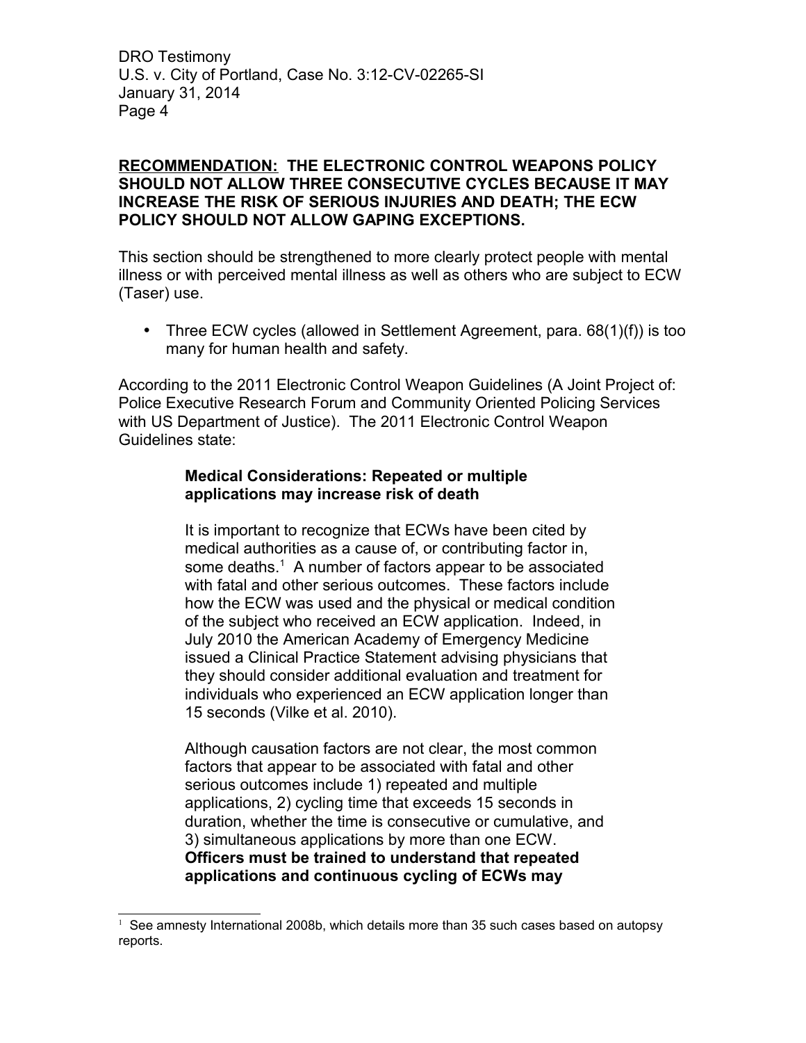**RECOMMENDATION: THE ELECTRONIC CONTROL WEAPONS POLICY SHOULD NOT ALLOW THREE CONSECUTIVE CYCLES BECAUSE IT MAY INCREASE THE RISK OF SERIOUS INJURIES AND DEATH; THE ECW POLICY SHOULD NOT ALLOW GAPING EXCEPTIONS.**

This section should be strengthened to more clearly protect people with mental illness or with perceived mental illness as well as others who are subject to ECW (Taser) use.

- Three ECW cycles (allowed in Settlement Agreement, para. 68(1)(f)) is too many for human health and safety.

According to the 2011 Electronic Control Weapon Guidelines (A Joint Project of: Police Executive Research Forum and Community Oriented Policing Services with US Department of Justice). The 2011 Electronic Control Weapon Guidelines state:

> **Medical Considerations: Repeated or multiple applications may increase risk of death**
>
> It is important to recognize that ECWs have been cited by medical authorities as a cause of, or contributing factor in, some deaths.[1] A number of factors appear to be associated with fatal and other serious outcomes. These factors include how the ECW was used and the physical or medical condition of the subject who received an ECW application. Indeed, in July 2010 the American Academy of Emergency Medicine issued a Clinical Practice Statement advising physicians that they should consider additional evaluation and treatment for individuals who experienced an ECW application longer than 15 seconds (Vilke et al. 2010).
>
> Although causation factors are not clear, the most common factors that appear to be associated with fatal and other serious outcomes include 1) repeated and multiple applications, 2) cycling time that exceeds 15 seconds in duration, whether the time is consecutive or cumulative, and 3) simultaneous applications by more than one ECW. **Officers must be trained to understand that repeated applications and continuous cycling of ECWs may**

[1] See amnesty International 2008b, which details more than 35 such cases based on autopsy reports.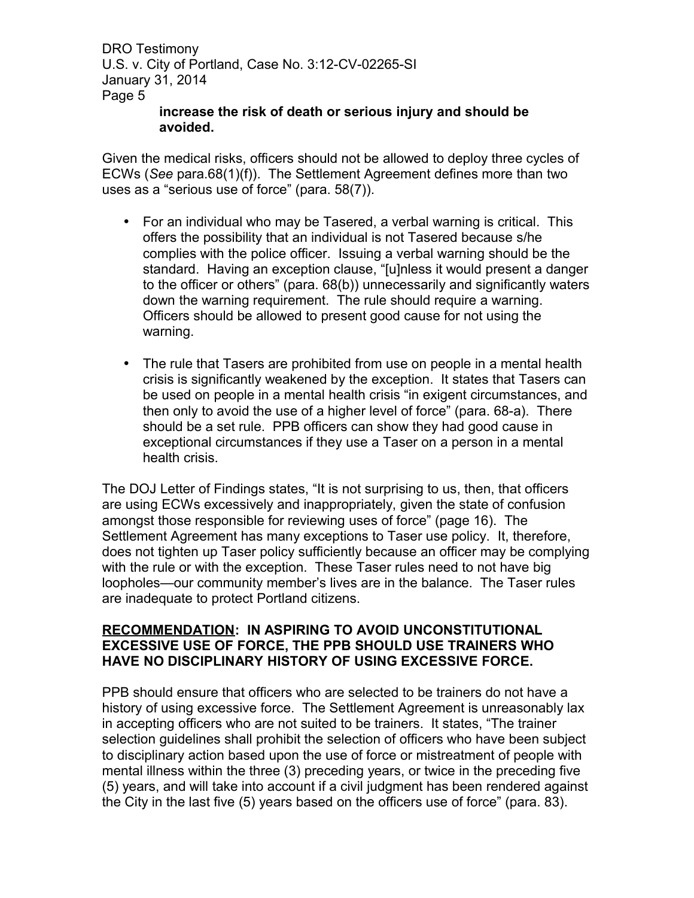**increase the risk of death or serious injury and should be avoided.**

Given the medical risks, officers should not be allowed to deploy three cycles of ECWs (*See* para.68(1)(f)). The Settlement Agreement defines more than two uses as a "serious use of force" (para. 58(7)).

- For an individual who may be Tasered, a verbal warning is critical. This offers the possibility that an individual is not Tasered because s/he complies with the police officer. Issuing a verbal warning should be the standard. Having an exception clause, "[u]nless it would present a danger to the officer or others" (para. 68(b)) unnecessarily and significantly waters down the warning requirement. The rule should require a warning. Officers should be allowed to present good cause for not using the warning.

- The rule that Tasers are prohibited from use on people in a mental health crisis is significantly weakened by the exception. It states that Tasers can be used on people in a mental health crisis "in exigent circumstances, and then only to avoid the use of a higher level of force" (para. 68-a). There should be a set rule. PPB officers can show they had good cause in exceptional circumstances if they use a Taser on a person in a mental health crisis.

The DOJ Letter of Findings states, "It is not surprising to us, then, that officers are using ECWs excessively and inappropriately, given the state of confusion amongst those responsible for reviewing uses of force" (page 16). The Settlement Agreement has many exceptions to Taser use policy. It, therefore, does not tighten up Taser policy sufficiently because an officer may be complying with the rule or with the exception. These Taser rules need to not have big loopholes—our community member's lives are in the balance. The Taser rules are inadequate to protect Portland citizens.

**RECOMMENDATION: IN ASPIRING TO AVOID UNCONSTITUTIONAL EXCESSIVE USE OF FORCE, THE PPB SHOULD USE TRAINERS WHO HAVE NO DISCIPLINARY HISTORY OF USING EXCESSIVE FORCE.**

PPB should ensure that officers who are selected to be trainers do not have a history of using excessive force. The Settlement Agreement is unreasonably lax in accepting officers who are not suited to be trainers. It states, "The trainer selection guidelines shall prohibit the selection of officers who have been subject to disciplinary action based upon the use of force or mistreatment of people with mental illness within the three (3) preceding years, or twice in the preceding five (5) years, and will take into account if a civil judgment has been rendered against the City in the last five (5) years based on the officers use of force" (para. 83).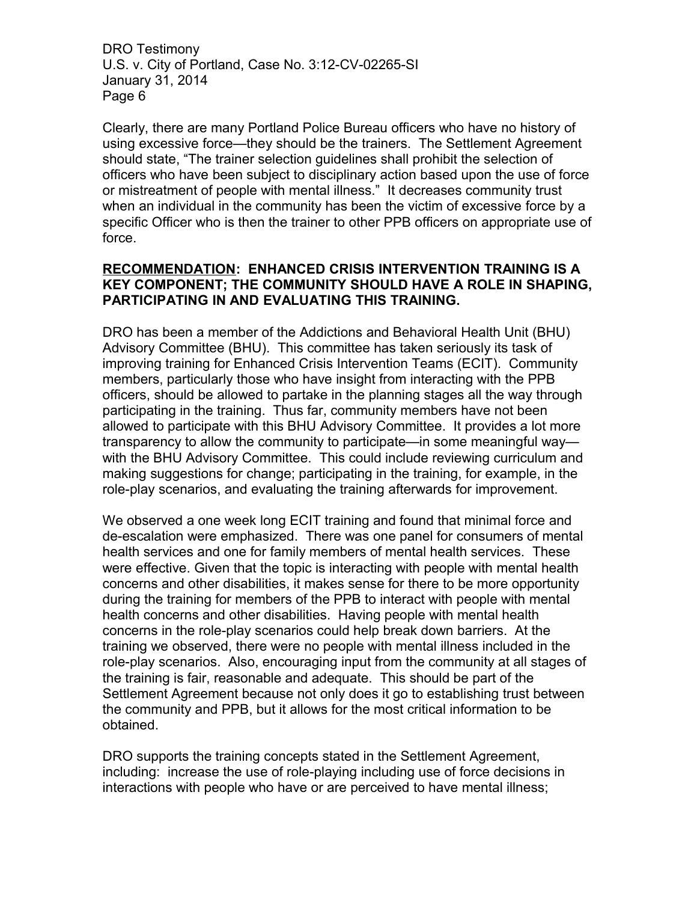Clearly, there are many Portland Police Bureau officers who have no history of using excessive force—they should be the trainers. The Settlement Agreement should state, "The trainer selection guidelines shall prohibit the selection of officers who have been subject to disciplinary action based upon the use of force or mistreatment of people with mental illness." It decreases community trust when an individual in the community has been the victim of excessive force by a specific Officer who is then the trainer to other PPB officers on appropriate use of force.

**<u>RECOMMENDATION</u>: ENHANCED CRISIS INTERVENTION TRAINING IS A KEY COMPONENT; THE COMMUNITY SHOULD HAVE A ROLE IN SHAPING, PARTICIPATING IN AND EVALUATING THIS TRAINING.**

DRO has been a member of the Addictions and Behavioral Health Unit (BHU) Advisory Committee (BHU). This committee has taken seriously its task of improving training for Enhanced Crisis Intervention Teams (ECIT). Community members, particularly those who have insight from interacting with the PPB officers, should be allowed to partake in the planning stages all the way through participating in the training. Thus far, community members have not been allowed to participate with this BHU Advisory Committee. It provides a lot more transparency to allow the community to participate—in some meaningful way—with the BHU Advisory Committee. This could include reviewing curriculum and making suggestions for change; participating in the training, for example, in the role-play scenarios, and evaluating the training afterwards for improvement.

We observed a one week long ECIT training and found that minimal force and de-escalation were emphasized. There was one panel for consumers of mental health services and one for family members of mental health services. These were effective. Given that the topic is interacting with people with mental health concerns and other disabilities, it makes sense for there to be more opportunity during the training for members of the PPB to interact with people with mental health concerns and other disabilities. Having people with mental health concerns in the role-play scenarios could help break down barriers. At the training we observed, there were no people with mental illness included in the role-play scenarios. Also, encouraging input from the community at all stages of the training is fair, reasonable and adequate. This should be part of the Settlement Agreement because not only does it go to establishing trust between the community and PPB, but it allows for the most critical information to be obtained.

DRO supports the training concepts stated in the Settlement Agreement, including: increase the use of role-playing including use of force decisions in interactions with people who have or are perceived to have mental illness;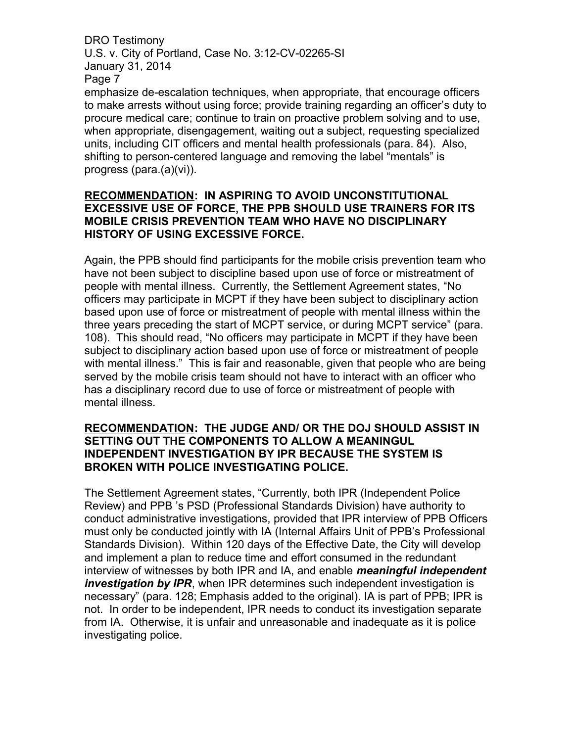emphasize de-escalation techniques, when appropriate, that encourage officers to make arrests without using force; provide training regarding an officer's duty to procure medical care; continue to train on proactive problem solving and to use, when appropriate, disengagement, waiting out a subject, requesting specialized units, including CIT officers and mental health professionals (para. 84). Also, shifting to person-centered language and removing the label "mentals" is progress (para.(a)(vi)).

**<u>RECOMMENDATION</u>: IN ASPIRING TO AVOID UNCONSTITUTIONAL EXCESSIVE USE OF FORCE, THE PPB SHOULD USE TRAINERS FOR ITS MOBILE CRISIS PREVENTION TEAM WHO HAVE NO DISCIPLINARY HISTORY OF USING EXCESSIVE FORCE.**

Again, the PPB should find participants for the mobile crisis prevention team who have not been subject to discipline based upon use of force or mistreatment of people with mental illness. Currently, the Settlement Agreement states, "No officers may participate in MCPT if they have been subject to disciplinary action based upon use of force or mistreatment of people with mental illness within the three years preceding the start of MCPT service, or during MCPT service" (para. 108). This should read, "No officers may participate in MCPT if they have been subject to disciplinary action based upon use of force or mistreatment of people with mental illness." This is fair and reasonable, given that people who are being served by the mobile crisis team should not have to interact with an officer who has a disciplinary record due to use of force or mistreatment of people with mental illness.

**<u>RECOMMENDATION</u>: THE JUDGE AND/ OR THE DOJ SHOULD ASSIST IN SETTING OUT THE COMPONENTS TO ALLOW A MEANINGUL INDEPENDENT INVESTIGATION BY IPR BECAUSE THE SYSTEM IS BROKEN WITH POLICE INVESTIGATING POLICE.**

The Settlement Agreement states, "Currently, both IPR (Independent Police Review) and PPB 's PSD (Professional Standards Division) have authority to conduct administrative investigations, provided that IPR interview of PPB Officers must only be conducted jointly with IA (Internal Affairs Unit of PPB's Professional Standards Division). Within 120 days of the Effective Date, the City will develop and implement a plan to reduce time and effort consumed in the redundant interview of witnesses by both IPR and IA, and enable ***meaningful independent investigation by IPR***, when IPR determines such independent investigation is necessary" (para. 128; Emphasis added to the original). IA is part of PPB; IPR is not. In order to be independent, IPR needs to conduct its investigation separate from IA. Otherwise, it is unfair and unreasonable and inadequate as it is police investigating police.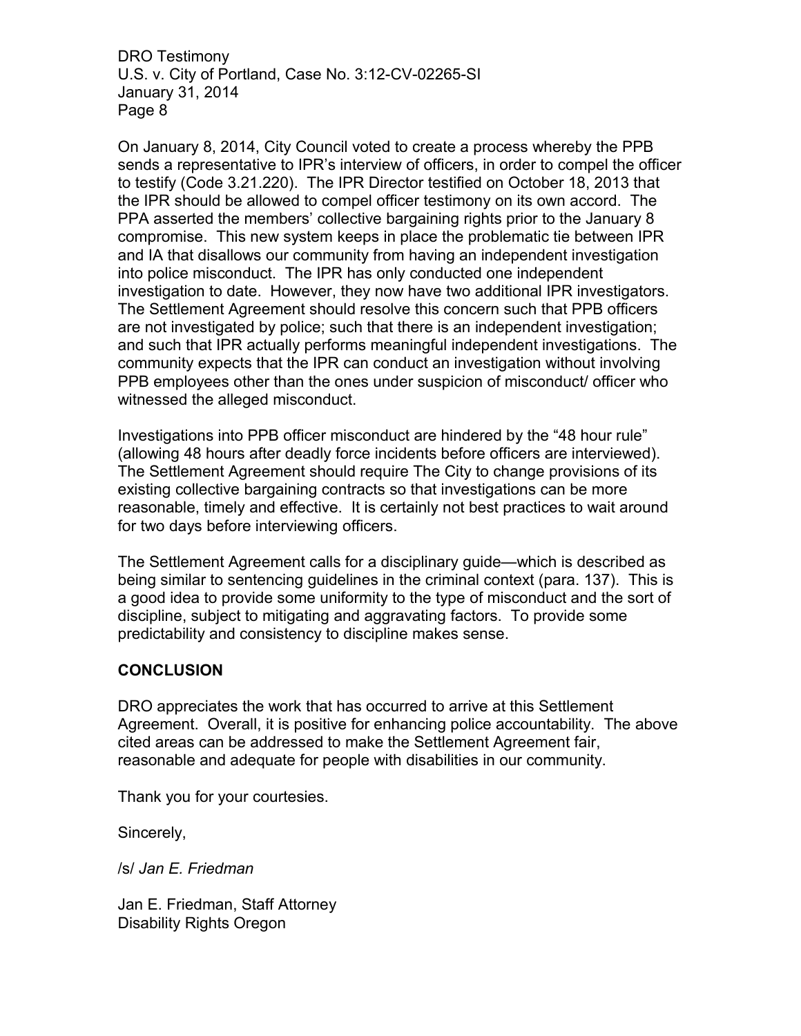On January 8, 2014, City Council voted to create a process whereby the PPB sends a representative to IPR's interview of officers, in order to compel the officer to testify (Code 3.21.220). The IPR Director testified on October 18, 2013 that the IPR should be allowed to compel officer testimony on its own accord. The PPA asserted the members' collective bargaining rights prior to the January 8 compromise. This new system keeps in place the problematic tie between IPR and IA that disallows our community from having an independent investigation into police misconduct. The IPR has only conducted one independent investigation to date. However, they now have two additional IPR investigators. The Settlement Agreement should resolve this concern such that PPB officers are not investigated by police; such that there is an independent investigation; and such that IPR actually performs meaningful independent investigations. The community expects that the IPR can conduct an investigation without involving PPB employees other than the ones under suspicion of misconduct/ officer who witnessed the alleged misconduct.

Investigations into PPB officer misconduct are hindered by the "48 hour rule" (allowing 48 hours after deadly force incidents before officers are interviewed). The Settlement Agreement should require The City to change provisions of its existing collective bargaining contracts so that investigations can be more reasonable, timely and effective. It is certainly not best practices to wait around for two days before interviewing officers.

The Settlement Agreement calls for a disciplinary guide—which is described as being similar to sentencing guidelines in the criminal context (para. 137). This is a good idea to provide some uniformity to the type of misconduct and the sort of discipline, subject to mitigating and aggravating factors. To provide some predictability and consistency to discipline makes sense.

## CONCLUSION

DRO appreciates the work that has occurred to arrive at this Settlement Agreement. Overall, it is positive for enhancing police accountability. The above cited areas can be addressed to make the Settlement Agreement fair, reasonable and adequate for people with disabilities in our community.

Thank you for your courtesies.

Sincerely,

/s/ *Jan E. Friedman*

Jan E. Friedman, Staff Attorney
Disability Rights Oregon